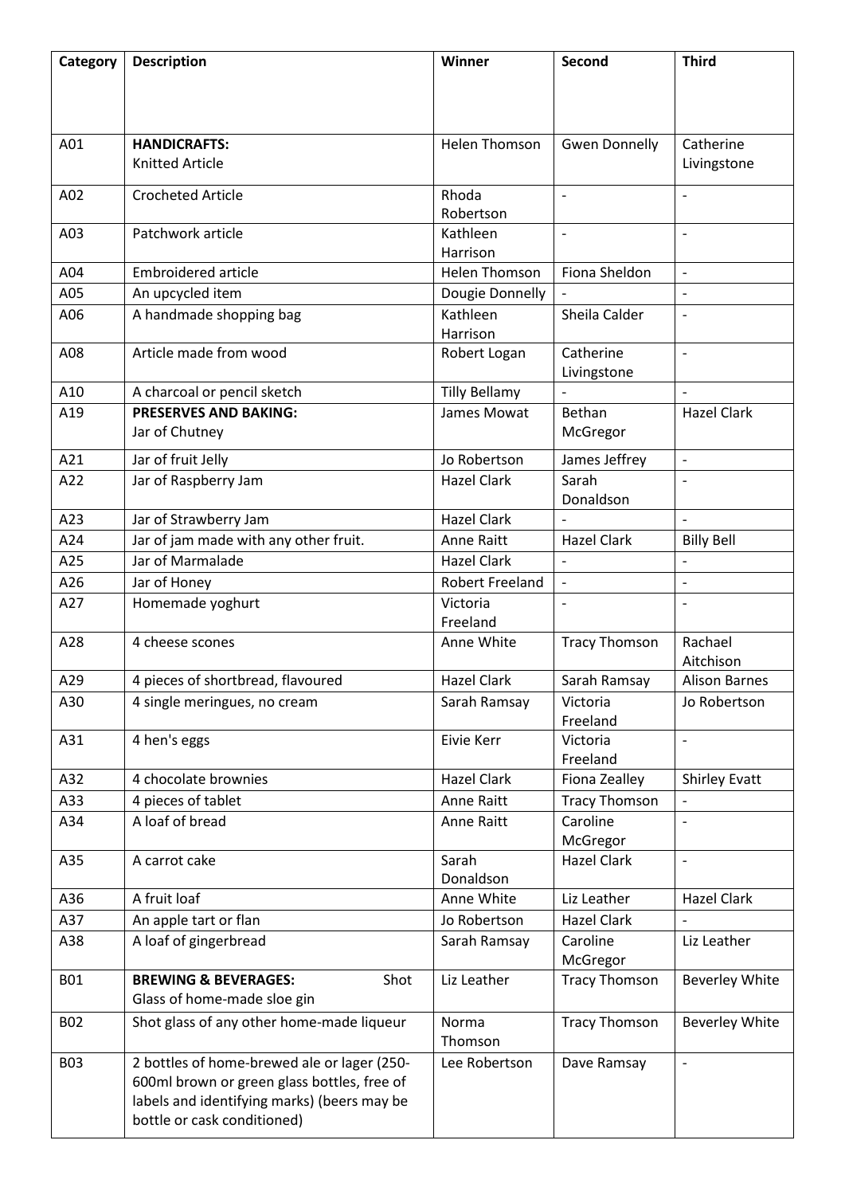| Category | Description | Winner | Second | Third |
| --- | --- | --- | --- | --- |
| A01 | **HANDICRAFTS:** Knitted Article | Helen Thomson | Gwen Donnelly | Catherine Livingstone |
| A02 | Crocheted Article | Rhoda Robertson | - | - |
| A03 | Patchwork article | Kathleen Harrison | - | - |
| A04 | Embroidered article | Helen Thomson | Fiona Sheldon | - |
| A05 | An upcycled item | Dougie Donnelly | - | - |
| A06 | A handmade shopping bag | Kathleen Harrison | Sheila Calder | - |
| A08 | Article made from wood | Robert Logan | Catherine Livingstone | - |
| A10 | A charcoal or pencil sketch | Tilly Bellamy | - | - |
| A19 | **PRESERVES AND BAKING:** Jar of Chutney | James Mowat | Bethan McGregor | Hazel Clark |
| A21 | Jar of fruit Jelly | Jo Robertson | James Jeffrey | - |
| A22 | Jar of Raspberry Jam | Hazel Clark | Sarah Donaldson | - |
| A23 | Jar of Strawberry Jam | Hazel Clark | - | - |
| A24 | Jar of jam made with any other fruit. | Anne Raitt | Hazel Clark | Billy Bell |
| A25 | Jar of Marmalade | Hazel Clark | - | - |
| A26 | Jar of Honey | Robert Freeland | - | - |
| A27 | Homemade yoghurt | Victoria Freeland | - | - |
| A28 | 4 cheese scones | Anne White | Tracy Thomson | Rachael Aitchison |
| A29 | 4 pieces of shortbread, flavoured | Hazel Clark | Sarah Ramsay | Alison Barnes |
| A30 | 4 single meringues, no cream | Sarah Ramsay | Victoria Freeland | Jo Robertson |
| A31 | 4 hen's eggs | Eivie Kerr | Victoria Freeland | - |
| A32 | 4 chocolate brownies | Hazel Clark | Fiona Zealley | Shirley Evatt |
| A33 | 4 pieces of tablet | Anne Raitt | Tracy Thomson | - |
| A34 | A loaf of bread | Anne Raitt | Caroline McGregor | - |
| A35 | A carrot cake | Sarah Donaldson | Hazel Clark | - |
| A36 | A fruit loaf | Anne White | Liz Leather | Hazel Clark |
| A37 | An apple tart or flan | Jo Robertson | Hazel Clark | - |
| A38 | A loaf of gingerbread | Sarah Ramsay | Caroline McGregor | Liz Leather |
| B01 | **BREWING & BEVERAGES:** Shot Glass of home-made sloe gin | Liz Leather | Tracy Thomson | Beverley White |
| B02 | Shot glass of any other home-made liqueur | Norma Thomson | Tracy Thomson | Beverley White |
| B03 | 2 bottles of home-brewed ale or lager (250-600ml brown or green glass bottles, free of labels and identifying marks) (beers may be bottle or cask conditioned) | Lee Robertson | Dave Ramsay | - |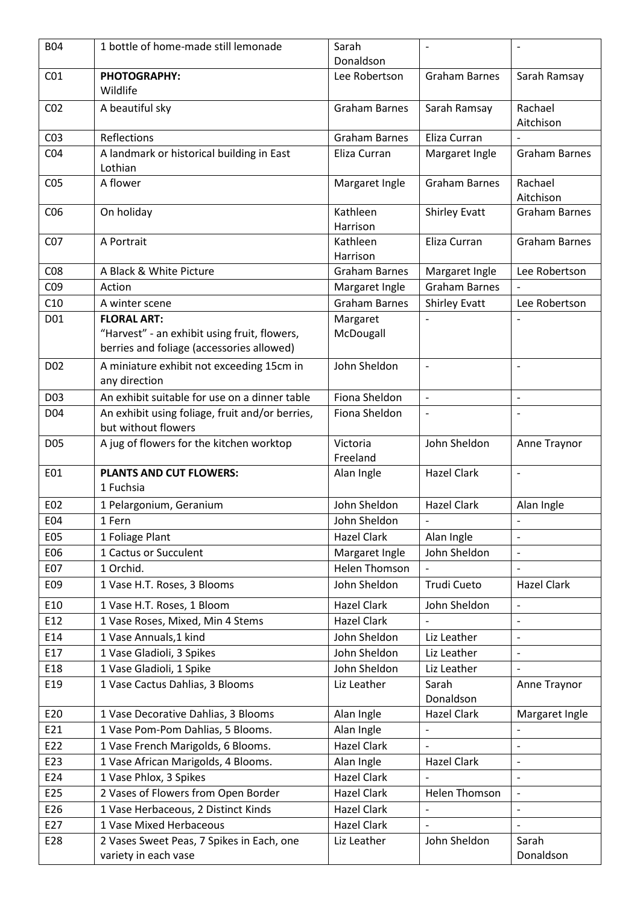| B04 | 1 bottle of home-made still lemonade | Sarah Donaldson | - | - |
|---|---|---|---|---|
| C01 | **PHOTOGRAPHY:** Wildlife | Lee Robertson | Graham Barnes | Sarah Ramsay |
| C02 | A beautiful sky | Graham Barnes | Sarah Ramsay | Rachael Aitchison |
| C03 | Reflections | Graham Barnes | Eliza Curran | - |
| C04 | A landmark or historical building in East Lothian | Eliza Curran | Margaret Ingle | Graham Barnes |
| C05 | A flower | Margaret Ingle | Graham Barnes | Rachael Aitchison |
| C06 | On holiday | Kathleen Harrison | Shirley Evatt | Graham Barnes |
| C07 | A Portrait | Kathleen Harrison | Eliza Curran | Graham Barnes |
| C08 | A Black & White Picture | Graham Barnes | Margaret Ingle | Lee Robertson |
| C09 | Action | Margaret Ingle | Graham Barnes | - |
| C10 | A winter scene | Graham Barnes | Shirley Evatt | Lee Robertson |
| D01 | **FLORAL ART:** "Harvest" - an exhibit using fruit, flowers, berries and foliage (accessories allowed) | Margaret McDougall | - | - |
| D02 | A miniature exhibit not exceeding 15cm in any direction | John Sheldon | - | - |
| D03 | An exhibit suitable for use on a dinner table | Fiona Sheldon | - | - |
| D04 | An exhibit using foliage, fruit and/or berries, but without flowers | Fiona Sheldon | - | - |
| D05 | A jug of flowers for the kitchen worktop | Victoria Freeland | John Sheldon | Anne Traynor |
| E01 | **PLANTS AND CUT FLOWERS:** 1 Fuchsia | Alan Ingle | Hazel Clark | - |
| E02 | 1 Pelargonium, Geranium | John Sheldon | Hazel Clark | Alan Ingle |
| E04 | 1 Fern | John Sheldon | - | - |
| E05 | 1 Foliage Plant | Hazel Clark | Alan Ingle | - |
| E06 | 1 Cactus or Succulent | Margaret Ingle | John Sheldon | - |
| E07 | 1 Orchid. | Helen Thomson | - | - |
| E09 | 1 Vase H.T. Roses, 3 Blooms | John Sheldon | Trudi Cueto | Hazel Clark |
| E10 | 1 Vase H.T. Roses, 1 Bloom | Hazel Clark | John Sheldon | - |
| E12 | 1 Vase Roses, Mixed, Min 4 Stems | Hazel Clark | - | - |
| E14 | 1 Vase Annuals,1 kind | John Sheldon | Liz Leather | - |
| E17 | 1 Vase Gladioli, 3 Spikes | John Sheldon | Liz Leather | - |
| E18 | 1 Vase Gladioli, 1 Spike | John Sheldon | Liz Leather | - |
| E19 | 1 Vase Cactus Dahlias, 3 Blooms | Liz Leather | Sarah Donaldson | Anne Traynor |
| E20 | 1 Vase Decorative Dahlias, 3 Blooms | Alan Ingle | Hazel Clark | Margaret Ingle |
| E21 | 1 Vase Pom-Pom Dahlias, 5 Blooms. | Alan Ingle | - | - |
| E22 | 1 Vase French Marigolds, 6 Blooms. | Hazel Clark | - | - |
| E23 | 1 Vase African Marigolds, 4 Blooms. | Alan Ingle | Hazel Clark | - |
| E24 | 1 Vase Phlox, 3 Spikes | Hazel Clark | - | - |
| E25 | 2 Vases of Flowers from Open Border | Hazel Clark | Helen Thomson | - |
| E26 | 1 Vase Herbaceous, 2 Distinct Kinds | Hazel Clark | - | - |
| E27 | 1 Vase Mixed Herbaceous | Hazel Clark | - | - |
| E28 | 2 Vases Sweet Peas, 7 Spikes in Each, one variety in each vase | Liz Leather | John Sheldon | Sarah Donaldson |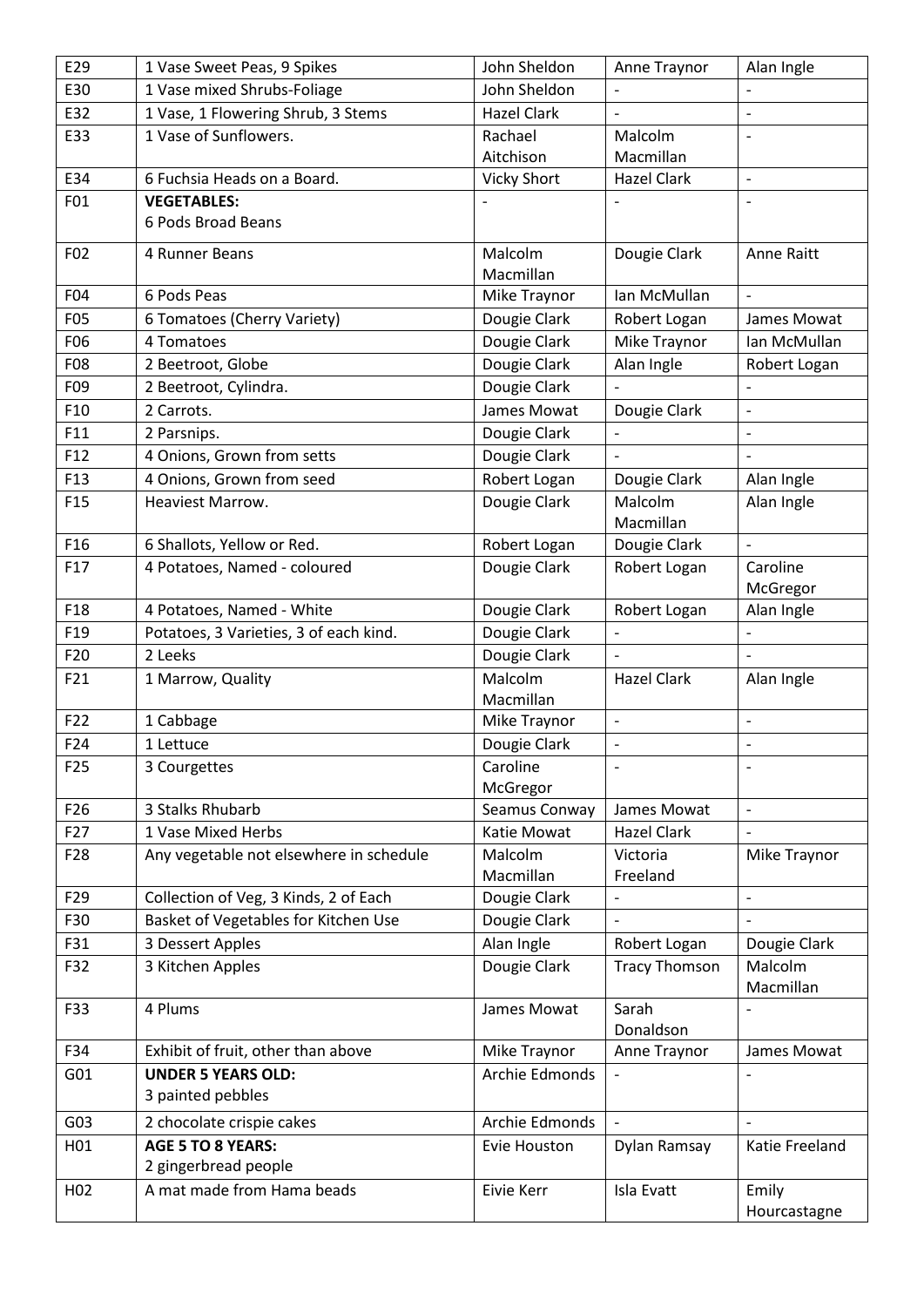| | | | | |
|---|---|---|---|---|
| E29 | 1 Vase Sweet Peas, 9 Spikes | John Sheldon | Anne Traynor | Alan Ingle |
| E30 | 1 Vase mixed Shrubs-Foliage | John Sheldon | - | - |
| E32 | 1 Vase, 1 Flowering Shrub, 3 Stems | Hazel Clark | - | - |
| E33 | 1 Vase of Sunflowers. | Rachael Aitchison | Malcolm Macmillan | - |
| E34 | 6 Fuchsia Heads on a Board. | Vicky Short | Hazel Clark | - |
| F01 | **VEGETABLES:** 6 Pods Broad Beans | - | - | - |
| F02 | 4 Runner Beans | Malcolm Macmillan | Dougie Clark | Anne Raitt |
| F04 | 6 Pods Peas | Mike Traynor | Ian McMullan | - |
| F05 | 6 Tomatoes (Cherry Variety) | Dougie Clark | Robert Logan | James Mowat |
| F06 | 4 Tomatoes | Dougie Clark | Mike Traynor | Ian McMullan |
| F08 | 2 Beetroot, Globe | Dougie Clark | Alan Ingle | Robert Logan |
| F09 | 2 Beetroot, Cylindra. | Dougie Clark | - | - |
| F10 | 2 Carrots. | James Mowat | Dougie Clark | - |
| F11 | 2 Parsnips. | Dougie Clark | - | - |
| F12 | 4 Onions, Grown from setts | Dougie Clark | - | - |
| F13 | 4 Onions, Grown from seed | Robert Logan | Dougie Clark | Alan Ingle |
| F15 | Heaviest Marrow. | Dougie Clark | Malcolm Macmillan | Alan Ingle |
| F16 | 6 Shallots, Yellow or Red. | Robert Logan | Dougie Clark | - |
| F17 | 4 Potatoes, Named - coloured | Dougie Clark | Robert Logan | Caroline McGregor |
| F18 | 4 Potatoes, Named - White | Dougie Clark | Robert Logan | Alan Ingle |
| F19 | Potatoes, 3 Varieties, 3 of each kind. | Dougie Clark | - | - |
| F20 | 2 Leeks | Dougie Clark | - | - |
| F21 | 1 Marrow, Quality | Malcolm Macmillan | Hazel Clark | Alan Ingle |
| F22 | 1 Cabbage | Mike Traynor | - | - |
| F24 | 1 Lettuce | Dougie Clark | - | - |
| F25 | 3 Courgettes | Caroline McGregor | - | - |
| F26 | 3 Stalks Rhubarb | Seamus Conway | James Mowat | - |
| F27 | 1 Vase Mixed Herbs | Katie Mowat | Hazel Clark | - |
| F28 | Any vegetable not elsewhere in schedule | Malcolm Macmillan | Victoria Freeland | Mike Traynor |
| F29 | Collection of Veg, 3 Kinds, 2 of Each | Dougie Clark | - | - |
| F30 | Basket of Vegetables for Kitchen Use | Dougie Clark | - | - |
| F31 | 3 Dessert Apples | Alan Ingle | Robert Logan | Dougie Clark |
| F32 | 3 Kitchen Apples | Dougie Clark | Tracy Thomson | Malcolm Macmillan |
| F33 | 4 Plums | James Mowat | Sarah Donaldson | - |
| F34 | Exhibit of fruit, other than above | Mike Traynor | Anne Traynor | James Mowat |
| G01 | **UNDER 5 YEARS OLD:** 3 painted pebbles | Archie Edmonds | - | - |
| G03 | 2 chocolate crispie cakes | Archie Edmonds | - | - |
| H01 | **AGE 5 TO 8 YEARS:** 2 gingerbread people | Evie Houston | Dylan Ramsay | Katie Freeland |
| H02 | A mat made from Hama beads | Eivie Kerr | Isla Evatt | Emily Hourcastagne |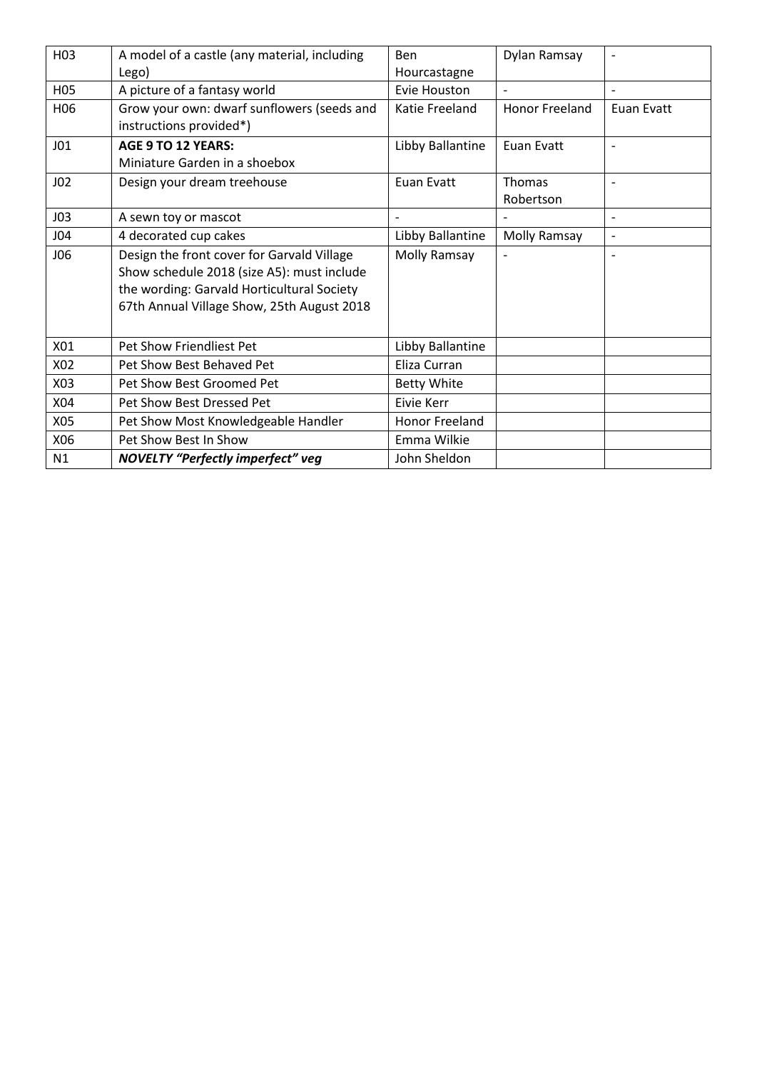| | | | | |
|---|---|---|---|---|
| H03 | A model of a castle (any material, including Lego) | Ben Hourcastagne | Dylan Ramsay | - |
| H05 | A picture of a fantasy world | Evie Houston | - | - |
| H06 | Grow your own: dwarf sunflowers (seeds and instructions provided*) | Katie Freeland | Honor Freeland | Euan Evatt |
| J01 | **AGE 9 TO 12 YEARS:** Miniature Garden in a shoebox | Libby Ballantine | Euan Evatt | - |
| J02 | Design your dream treehouse | Euan Evatt | Thomas Robertson | - |
| J03 | A sewn toy or mascot | - | - | - |
| J04 | 4 decorated cup cakes | Libby Ballantine | Molly Ramsay | - |
| J06 | Design the front cover for Garvald Village Show schedule 2018 (size A5): must include the wording: Garvald Horticultural Society 67th Annual Village Show, 25th August 2018 | Molly Ramsay | - | - |
| X01 | Pet Show Friendliest Pet | Libby Ballantine | | |
| X02 | Pet Show Best Behaved Pet | Eliza Curran | | |
| X03 | Pet Show Best Groomed Pet | Betty White | | |
| X04 | Pet Show Best Dressed Pet | Eivie Kerr | | |
| X05 | Pet Show Most Knowledgeable Handler | Honor Freeland | | |
| X06 | Pet Show Best In Show | Emma Wilkie | | |
| N1 | ***NOVELTY "Perfectly imperfect" veg*** | John Sheldon | | |